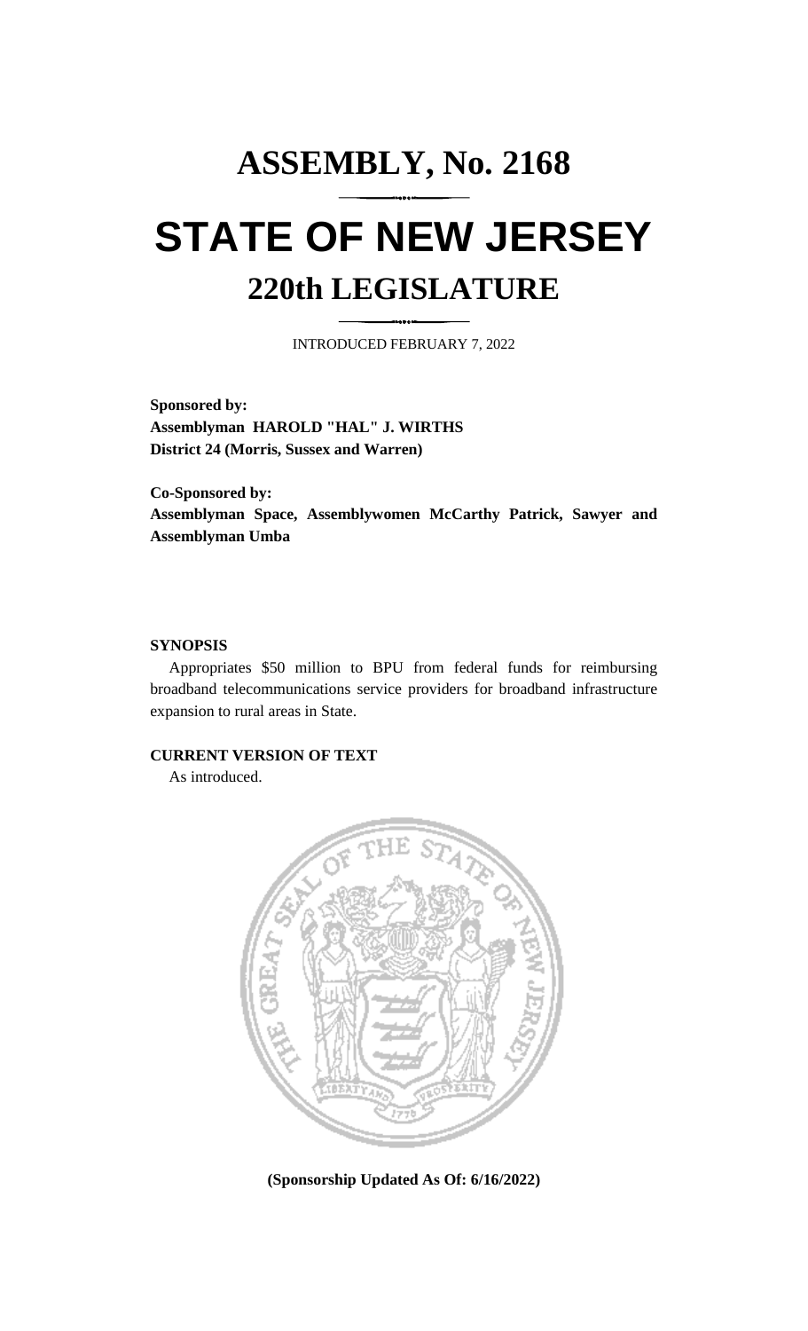# ASSEMBLY, No. 2168

# STATE OF NEW JERSEY

## 220th LEGISLATURE

INTRODUCED FEBRUARY 7, 2022

**Sponsored by:**
**Assemblyman HAROLD "HAL" J. WIRTHS**
**District 24 (Morris, Sussex and Warren)**

**Co-Sponsored by:**
**Assemblyman Space, Assemblywomen McCarthy Patrick, Sawyer and Assemblyman Umba**

**SYNOPSIS**

Appropriates $50 million to BPU from federal funds for reimbursing broadband telecommunications service providers for broadband infrastructure expansion to rural areas in State.

**CURRENT VERSION OF TEXT**

As introduced.

**(Sponsorship Updated As Of: 6/16/2022)**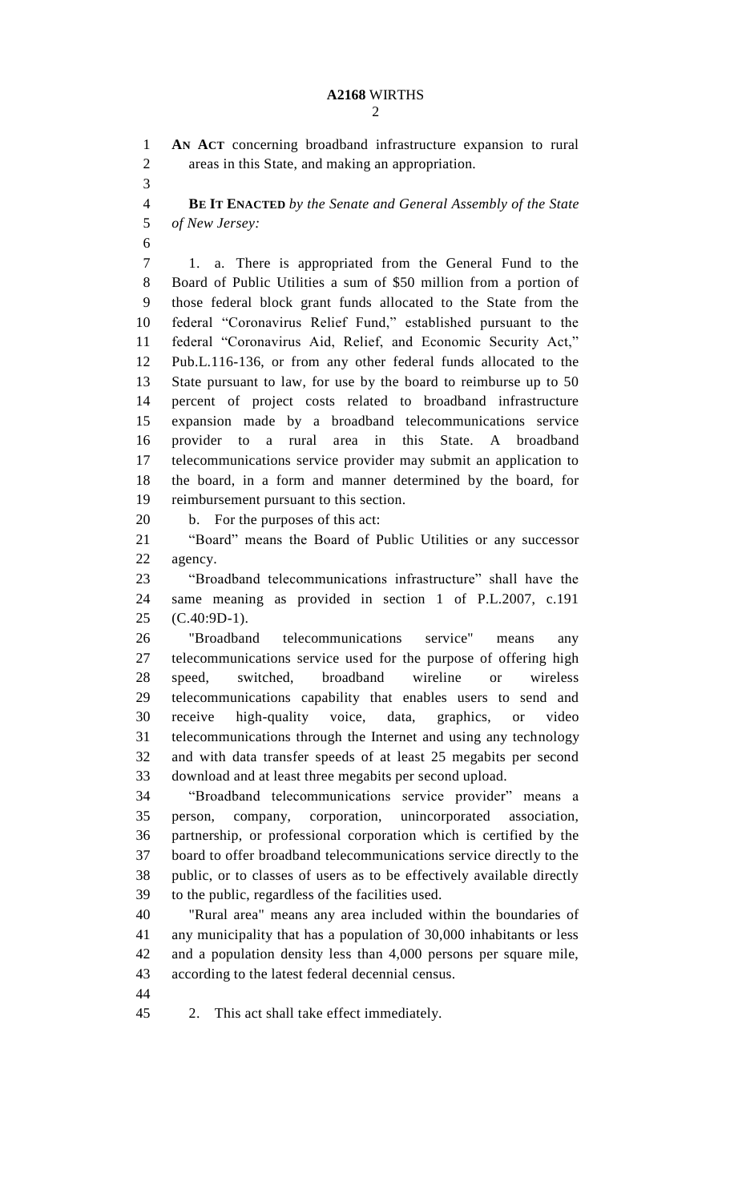**AN ACT** concerning broadband infrastructure expansion to rural areas in this State, and making an appropriation.

**BE IT ENACTED** *by the Senate and General Assembly of the State of New Jersey:*

1. a. There is appropriated from the General Fund to the Board of Public Utilities a sum of $50 million from a portion of those federal block grant funds allocated to the State from the federal "Coronavirus Relief Fund," established pursuant to the federal "Coronavirus Aid, Relief, and Economic Security Act," Pub.L.116-136, or from any other federal funds allocated to the State pursuant to law, for use by the board to reimburse up to 50 percent of project costs related to broadband infrastructure expansion made by a broadband telecommunications service provider to a rural area in this State. A broadband telecommunications service provider may submit an application to the board, in a form and manner determined by the board, for reimbursement pursuant to this section.

b. For the purposes of this act:

"Board" means the Board of Public Utilities or any successor agency.

"Broadband telecommunications infrastructure" shall have the same meaning as provided in section 1 of P.L.2007, c.191 (C.40:9D-1).

"Broadband telecommunications service" means any telecommunications service used for the purpose of offering high speed, switched, broadband wireline or wireless telecommunications capability that enables users to send and receive high-quality voice, data, graphics, or video telecommunications through the Internet and using any technology and with data transfer speeds of at least 25 megabits per second download and at least three megabits per second upload.

"Broadband telecommunications service provider" means a person, company, corporation, unincorporated association, partnership, or professional corporation which is certified by the board to offer broadband telecommunications service directly to the public, or to classes of users as to be effectively available directly to the public, regardless of the facilities used.

"Rural area" means any area included within the boundaries of any municipality that has a population of 30,000 inhabitants or less and a population density less than 4,000 persons per square mile, according to the latest federal decennial census.

2. This act shall take effect immediately.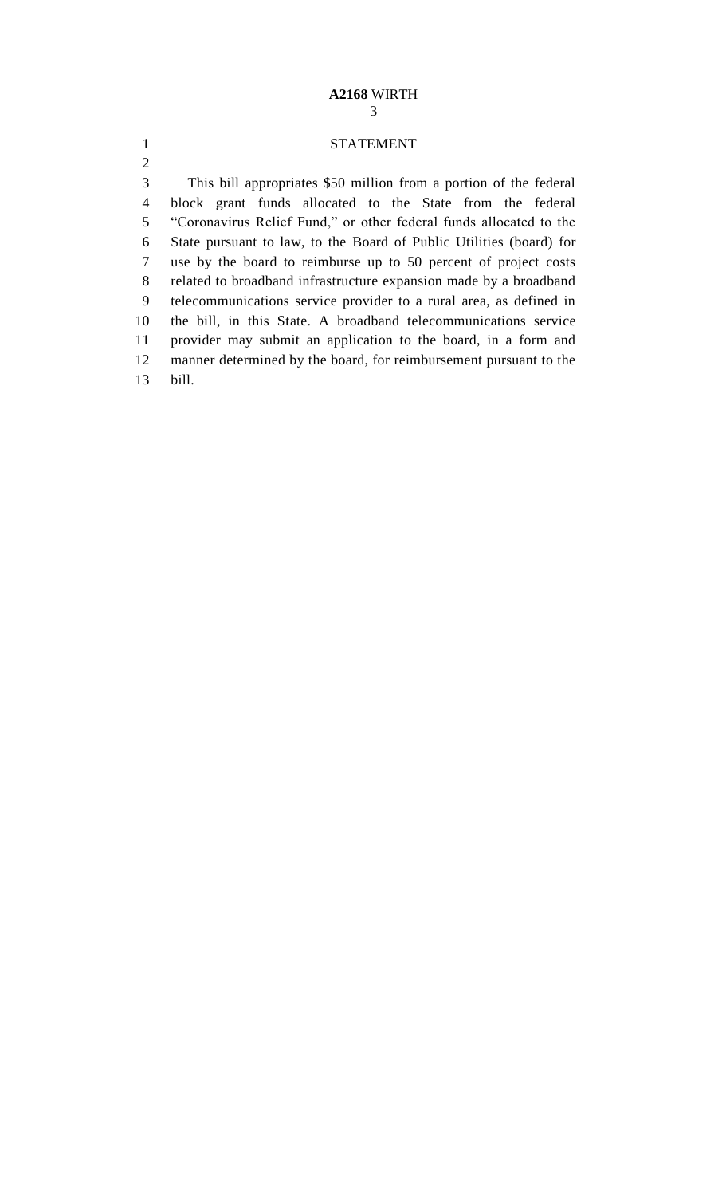## STATEMENT

This bill appropriates $50 million from a portion of the federal block grant funds allocated to the State from the federal "Coronavirus Relief Fund," or other federal funds allocated to the State pursuant to law, to the Board of Public Utilities (board) for use by the board to reimburse up to 50 percent of project costs related to broadband infrastructure expansion made by a broadband telecommunications service provider to a rural area, as defined in the bill, in this State. A broadband telecommunications service provider may submit an application to the board, in a form and manner determined by the board, for reimbursement pursuant to the bill.